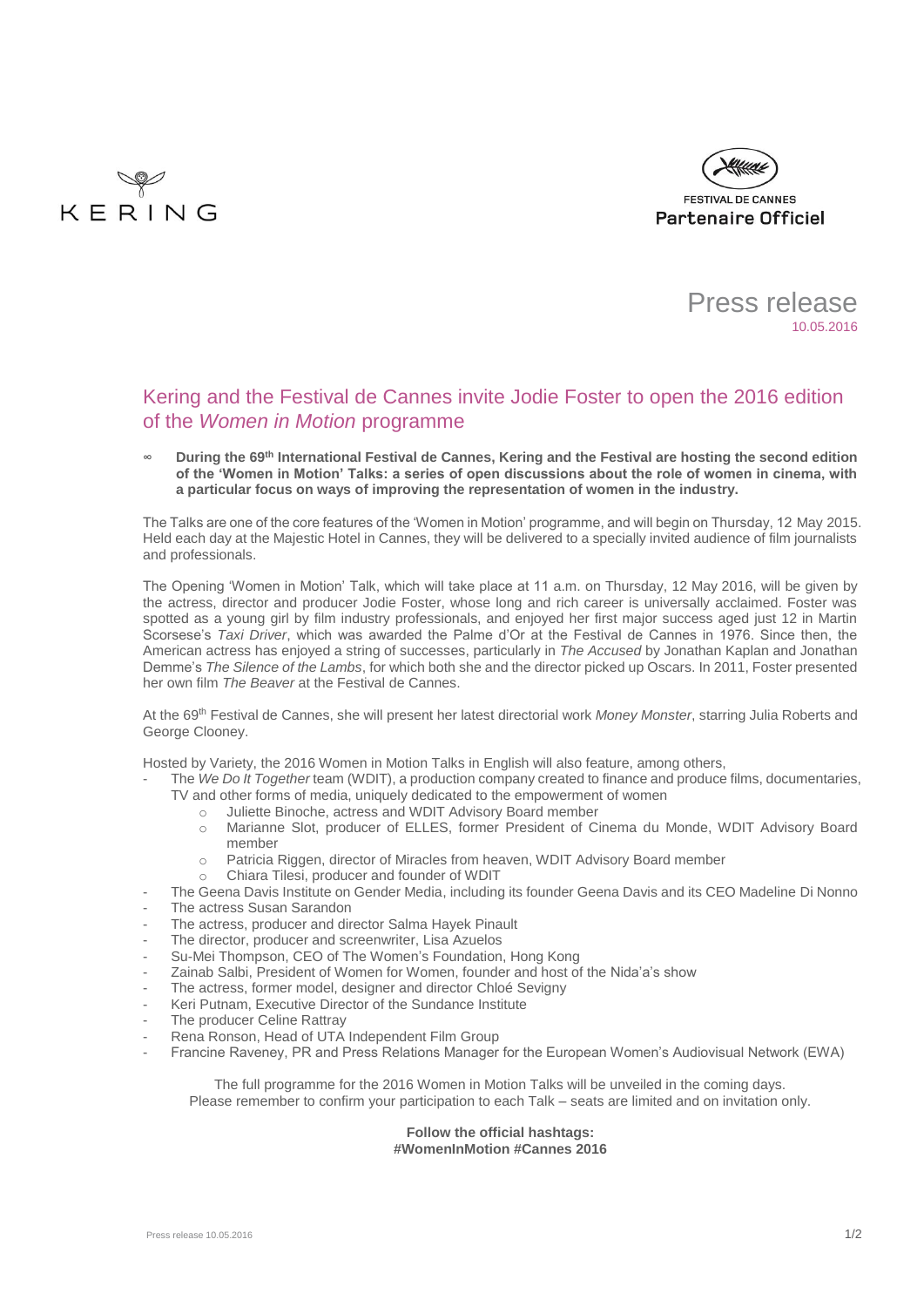KERING

FESTIVAL DE CANNES
Partenaire Officiel

Press release
10.05.2016

# Kering and the Festival de Cannes invite Jodie Foster to open the 2016 edition of the *Women in Motion* programme

- **During the 69th International Festival de Cannes, Kering and the Festival are hosting the second edition of the 'Women in Motion' Talks: a series of open discussions about the role of women in cinema, with a particular focus on ways of improving the representation of women in the industry.**

The Talks are one of the core features of the 'Women in Motion' programme, and will begin on Thursday, 12 May 2015. Held each day at the Majestic Hotel in Cannes, they will be delivered to a specially invited audience of film journalists and professionals.

The Opening 'Women in Motion' Talk, which will take place at 11 a.m. on Thursday, 12 May 2016, will be given by the actress, director and producer Jodie Foster, whose long and rich career is universally acclaimed. Foster was spotted as a young girl by film industry professionals, and enjoyed her first major success aged just 12 in Martin Scorsese's *Taxi Driver*, which was awarded the Palme d'Or at the Festival de Cannes in 1976. Since then, the American actress has enjoyed a string of successes, particularly in *The Accused* by Jonathan Kaplan and Jonathan Demme's *The Silence of the Lambs*, for which both she and the director picked up Oscars. In 2011, Foster presented her own film *The Beaver* at the Festival de Cannes.

At the 69th Festival de Cannes, she will present her latest directorial work *Money Monster*, starring Julia Roberts and George Clooney.

Hosted by Variety, the 2016 Women in Motion Talks in English will also feature, among others,

- The *We Do It Together* team (WDIT), a production company created to finance and produce films, documentaries, TV and other forms of media, uniquely dedicated to the empowerment of women
    - Juliette Binoche, actress and WDIT Advisory Board member
    - Marianne Slot, producer of ELLES, former President of Cinema du Monde, WDIT Advisory Board member
    - Patricia Riggen, director of Miracles from heaven, WDIT Advisory Board member
    - Chiara Tilesi, producer and founder of WDIT
- The Geena Davis Institute on Gender Media, including its founder Geena Davis and its CEO Madeline Di Nonno
- The actress Susan Sarandon
- The actress, producer and director Salma Hayek Pinault
- The director, producer and screenwriter, Lisa Azuelos
- Su-Mei Thompson, CEO of The Women's Foundation, Hong Kong
- Zainab Salbi, President of Women for Women, founder and host of the Nida'a's show
- The actress, former model, designer and director Chloé Sevigny
- Keri Putnam, Executive Director of the Sundance Institute
- The producer Celine Rattray
- Rena Ronson, Head of UTA Independent Film Group
- Francine Raveney, PR and Press Relations Manager for the European Women's Audiovisual Network (EWA)

The full programme for the 2016 Women in Motion Talks will be unveiled in the coming days.
Please remember to confirm your participation to each Talk – seats are limited and on invitation only.

**Follow the official hashtags:**
**#WomenInMotion #Cannes 2016**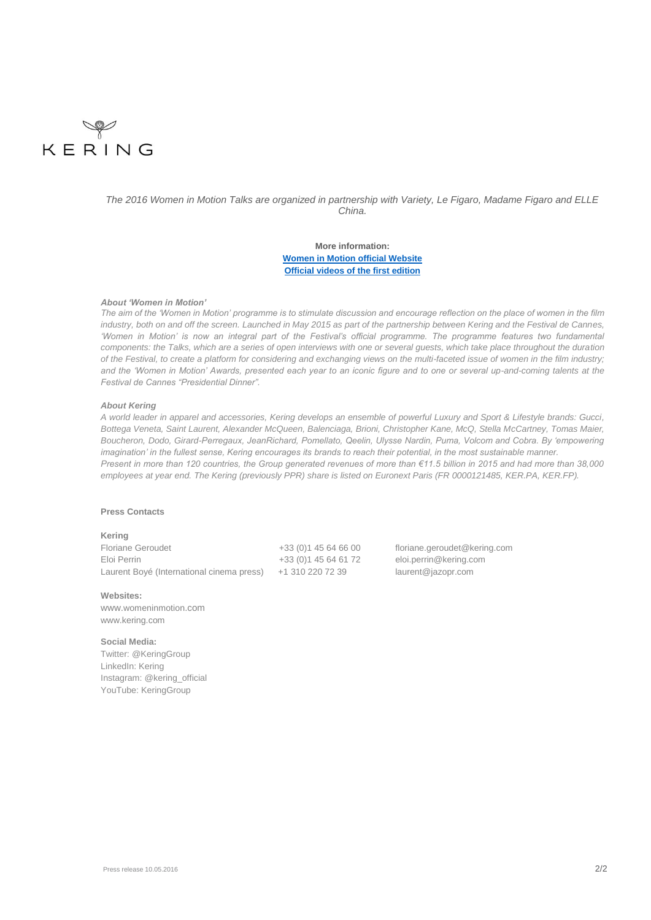KERING

*The 2016 Women in Motion Talks are organized in partnership with Variety, Le Figaro, Madame Figaro and ELLE China.*

**More information:**
**Women in Motion official Website**
**Official videos of the first edition**

***About 'Women in Motion'***

*The aim of the 'Women in Motion' programme is to stimulate discussion and encourage reflection on the place of women in the film industry, both on and off the screen. Launched in May 2015 as part of the partnership between Kering and the Festival de Cannes, 'Women in Motion' is now an integral part of the Festival's official programme. The programme features two fundamental components: the Talks, which are a series of open interviews with one or several guests, which take place throughout the duration of the Festival, to create a platform for considering and exchanging views on the multi-faceted issue of women in the film industry; and the 'Women in Motion' Awards, presented each year to an iconic figure and to one or several up-and-coming talents at the Festival de Cannes "Presidential Dinner".*

***About Kering***

*A world leader in apparel and accessories, Kering develops an ensemble of powerful Luxury and Sport & Lifestyle brands: Gucci, Bottega Veneta, Saint Laurent, Alexander McQueen, Balenciaga, Brioni, Christopher Kane, McQ, Stella McCartney, Tomas Maier, Boucheron, Dodo, Girard-Perregaux, JeanRichard, Pomellato, Qeelin, Ulysse Nardin, Puma, Volcom and Cobra. By 'empowering imagination' in the fullest sense, Kering encourages its brands to reach their potential, in the most sustainable manner.*
*Present in more than 120 countries, the Group generated revenues of more than €11.5 billion in 2015 and had more than 38,000 employees at year end. The Kering (previously PPR) share is listed on Euronext Paris (FR 0000121485, KER.PA, KER.FP).*

**Press Contacts**

**Kering**

| | | |
|---|---|---|
| Floriane Geroudet | +33 (0)1 45 64 66 00 | floriane.geroudet@kering.com |
| Eloi Perrin | +33 (0)1 45 64 61 72 | eloi.perrin@kering.com |
| Laurent Boyé (International cinema press) | +1 310 220 72 39 | laurent@jazopr.com |

**Websites:**
www.womeninmotion.com
www.kering.com

**Social Media:**
Twitter: @KeringGroup
LinkedIn: Kering
Instagram: @kering_official
YouTube: KeringGroup

Press release 10.05.2016